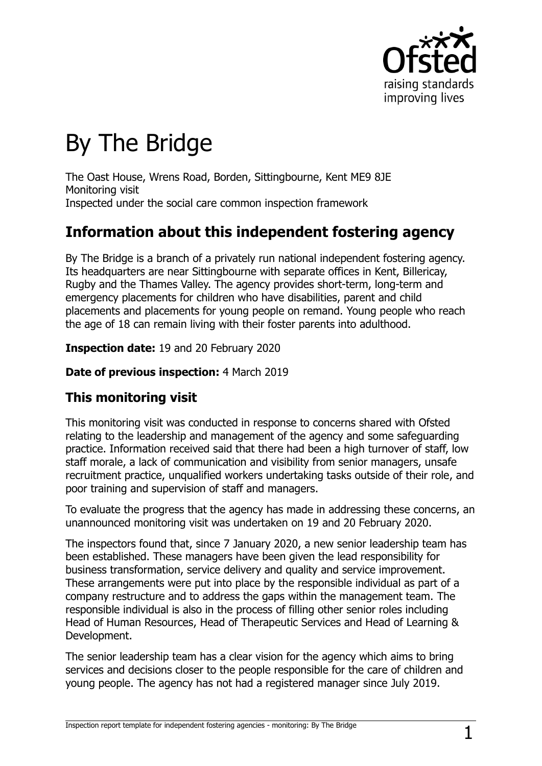# By The Bridge

The Oast House, Wrens Road, Borden, Sittingbourne, Kent ME9 8JE
Monitoring visit
Inspected under the social care common inspection framework

## Information about this independent fostering agency

By The Bridge is a branch of a privately run national independent fostering agency. Its headquarters are near Sittingbourne with separate offices in Kent, Billericay, Rugby and the Thames Valley. The agency provides short-term, long-term and emergency placements for children who have disabilities, parent and child placements and placements for young people on remand. Young people who reach the age of 18 can remain living with their foster parents into adulthood.

**Inspection date:** 19 and 20 February 2020

**Date of previous inspection:** 4 March 2019

### This monitoring visit

This monitoring visit was conducted in response to concerns shared with Ofsted relating to the leadership and management of the agency and some safeguarding practice. Information received said that there had been a high turnover of staff, low staff morale, a lack of communication and visibility from senior managers, unsafe recruitment practice, unqualified workers undertaking tasks outside of their role, and poor training and supervision of staff and managers.

To evaluate the progress that the agency has made in addressing these concerns, an unannounced monitoring visit was undertaken on 19 and 20 February 2020.

The inspectors found that, since 7 January 2020, a new senior leadership team has been established. These managers have been given the lead responsibility for business transformation, service delivery and quality and service improvement. These arrangements were put into place by the responsible individual as part of a company restructure and to address the gaps within the management team. The responsible individual is also in the process of filling other senior roles including Head of Human Resources, Head of Therapeutic Services and Head of Learning & Development.

The senior leadership team has a clear vision for the agency which aims to bring services and decisions closer to the people responsible for the care of children and young people. The agency has not had a registered manager since July 2019.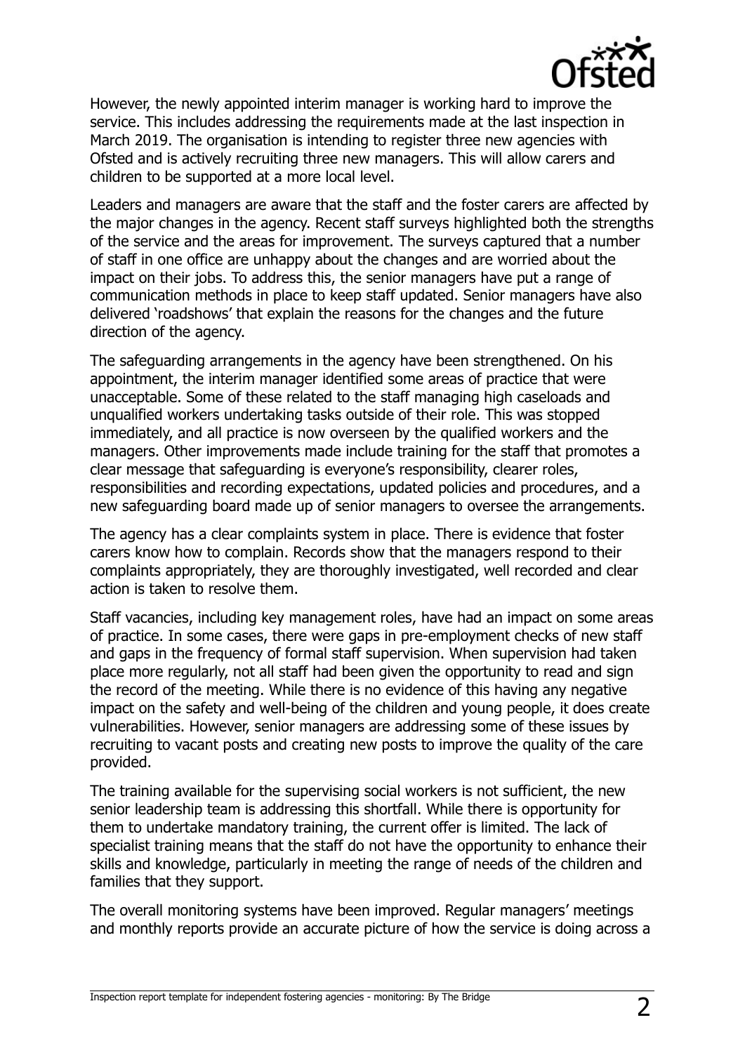However, the newly appointed interim manager is working hard to improve the service. This includes addressing the requirements made at the last inspection in March 2019. The organisation is intending to register three new agencies with Ofsted and is actively recruiting three new managers. This will allow carers and children to be supported at a more local level.

Leaders and managers are aware that the staff and the foster carers are affected by the major changes in the agency. Recent staff surveys highlighted both the strengths of the service and the areas for improvement. The surveys captured that a number of staff in one office are unhappy about the changes and are worried about the impact on their jobs. To address this, the senior managers have put a range of communication methods in place to keep staff updated. Senior managers have also delivered 'roadshows' that explain the reasons for the changes and the future direction of the agency.

The safeguarding arrangements in the agency have been strengthened. On his appointment, the interim manager identified some areas of practice that were unacceptable. Some of these related to the staff managing high caseloads and unqualified workers undertaking tasks outside of their role. This was stopped immediately, and all practice is now overseen by the qualified workers and the managers. Other improvements made include training for the staff that promotes a clear message that safeguarding is everyone's responsibility, clearer roles, responsibilities and recording expectations, updated policies and procedures, and a new safeguarding board made up of senior managers to oversee the arrangements.

The agency has a clear complaints system in place. There is evidence that foster carers know how to complain. Records show that the managers respond to their complaints appropriately, they are thoroughly investigated, well recorded and clear action is taken to resolve them.

Staff vacancies, including key management roles, have had an impact on some areas of practice. In some cases, there were gaps in pre-employment checks of new staff and gaps in the frequency of formal staff supervision. When supervision had taken place more regularly, not all staff had been given the opportunity to read and sign the record of the meeting. While there is no evidence of this having any negative impact on the safety and well-being of the children and young people, it does create vulnerabilities. However, senior managers are addressing some of these issues by recruiting to vacant posts and creating new posts to improve the quality of the care provided.

The training available for the supervising social workers is not sufficient, the new senior leadership team is addressing this shortfall. While there is opportunity for them to undertake mandatory training, the current offer is limited. The lack of specialist training means that the staff do not have the opportunity to enhance their skills and knowledge, particularly in meeting the range of needs of the children and families that they support.

The overall monitoring systems have been improved. Regular managers' meetings and monthly reports provide an accurate picture of how the service is doing across a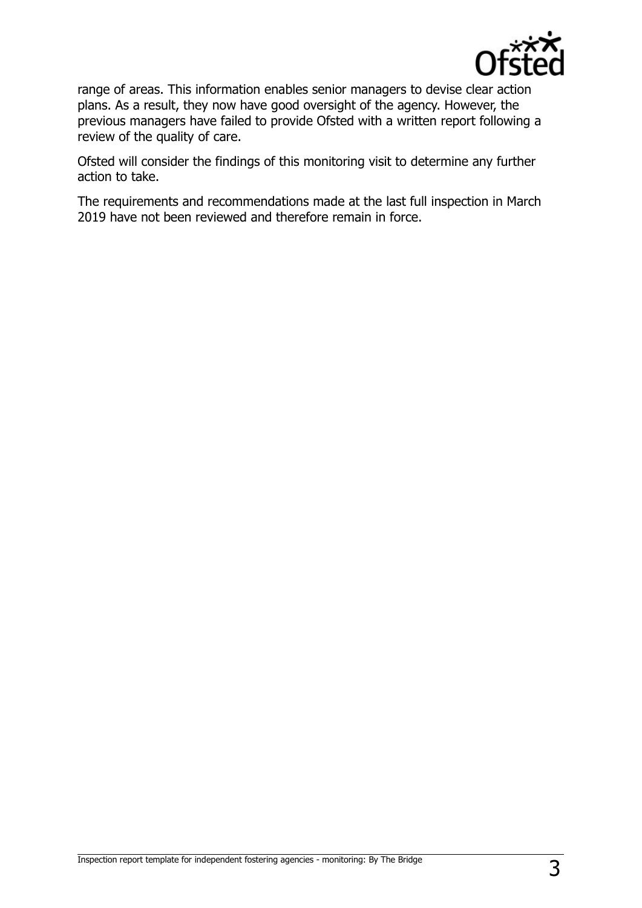range of areas. This information enables senior managers to devise clear action plans. As a result, they now have good oversight of the agency. However, the previous managers have failed to provide Ofsted with a written report following a review of the quality of care.

Ofsted will consider the findings of this monitoring visit to determine any further action to take.

The requirements and recommendations made at the last full inspection in March 2019 have not been reviewed and therefore remain in force.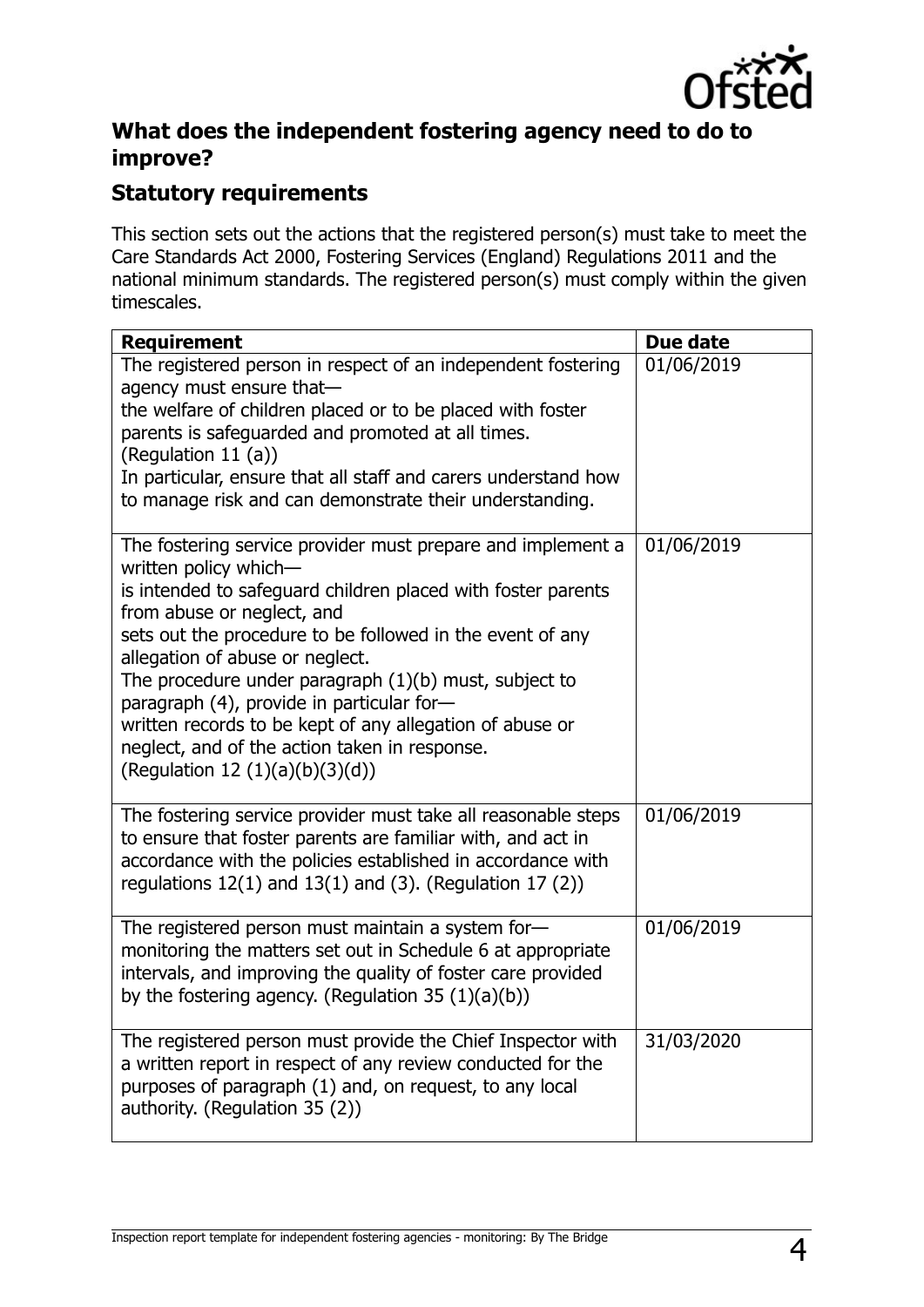## What does the independent fostering agency need to do to improve?

### Statutory requirements

This section sets out the actions that the registered person(s) must take to meet the Care Standards Act 2000, Fostering Services (England) Regulations 2011 and the national minimum standards. The registered person(s) must comply within the given timescales.

| Requirement | Due date |
|---|---|
| The registered person in respect of an independent fostering agency must ensure that—<br>the welfare of children placed or to be placed with foster parents is safeguarded and promoted at all times. (Regulation 11 (a))<br>In particular, ensure that all staff and carers understand how to manage risk and can demonstrate their understanding. | 01/06/2019 |
| The fostering service provider must prepare and implement a written policy which—<br>is intended to safeguard children placed with foster parents from abuse or neglect, and<br>sets out the procedure to be followed in the event of any allegation of abuse or neglect.<br>The procedure under paragraph (1)(b) must, subject to paragraph (4), provide in particular for—<br>written records to be kept of any allegation of abuse or neglect, and of the action taken in response.<br>(Regulation 12 (1)(a)(b)(3)(d)) | 01/06/2019 |
| The fostering service provider must take all reasonable steps to ensure that foster parents are familiar with, and act in accordance with the policies established in accordance with regulations 12(1) and 13(1) and (3). (Regulation 17 (2)) | 01/06/2019 |
| The registered person must maintain a system for—<br>monitoring the matters set out in Schedule 6 at appropriate intervals, and improving the quality of foster care provided by the fostering agency. (Regulation 35 (1)(a)(b)) | 01/06/2019 |
| The registered person must provide the Chief Inspector with a written report in respect of any review conducted for the purposes of paragraph (1) and, on request, to any local authority. (Regulation 35 (2)) | 31/03/2020 |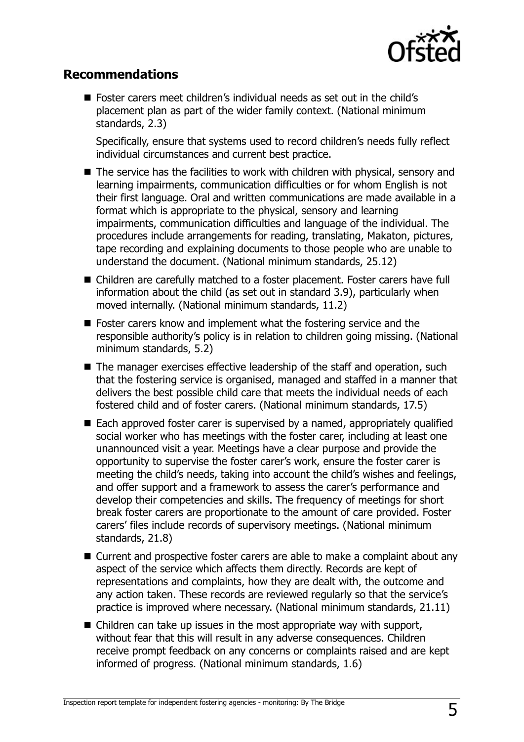## Recommendations

- Foster carers meet children's individual needs as set out in the child's placement plan as part of the wider family context. (National minimum standards, 2.3)

  Specifically, ensure that systems used to record children's needs fully reflect individual circumstances and current best practice.

- The service has the facilities to work with children with physical, sensory and learning impairments, communication difficulties or for whom English is not their first language. Oral and written communications are made available in a format which is appropriate to the physical, sensory and learning impairments, communication difficulties and language of the individual. The procedures include arrangements for reading, translating, Makaton, pictures, tape recording and explaining documents to those people who are unable to understand the document. (National minimum standards, 25.12)
- Children are carefully matched to a foster placement. Foster carers have full information about the child (as set out in standard 3.9), particularly when moved internally. (National minimum standards, 11.2)
- Foster carers know and implement what the fostering service and the responsible authority's policy is in relation to children going missing. (National minimum standards, 5.2)
- The manager exercises effective leadership of the staff and operation, such that the fostering service is organised, managed and staffed in a manner that delivers the best possible child care that meets the individual needs of each fostered child and of foster carers. (National minimum standards, 17.5)
- Each approved foster carer is supervised by a named, appropriately qualified social worker who has meetings with the foster carer, including at least one unannounced visit a year. Meetings have a clear purpose and provide the opportunity to supervise the foster carer's work, ensure the foster carer is meeting the child's needs, taking into account the child's wishes and feelings, and offer support and a framework to assess the carer's performance and develop their competencies and skills. The frequency of meetings for short break foster carers are proportionate to the amount of care provided. Foster carers' files include records of supervisory meetings. (National minimum standards, 21.8)
- Current and prospective foster carers are able to make a complaint about any aspect of the service which affects them directly. Records are kept of representations and complaints, how they are dealt with, the outcome and any action taken. These records are reviewed regularly so that the service's practice is improved where necessary. (National minimum standards, 21.11)
- Children can take up issues in the most appropriate way with support, without fear that this will result in any adverse consequences. Children receive prompt feedback on any concerns or complaints raised and are kept informed of progress. (National minimum standards, 1.6)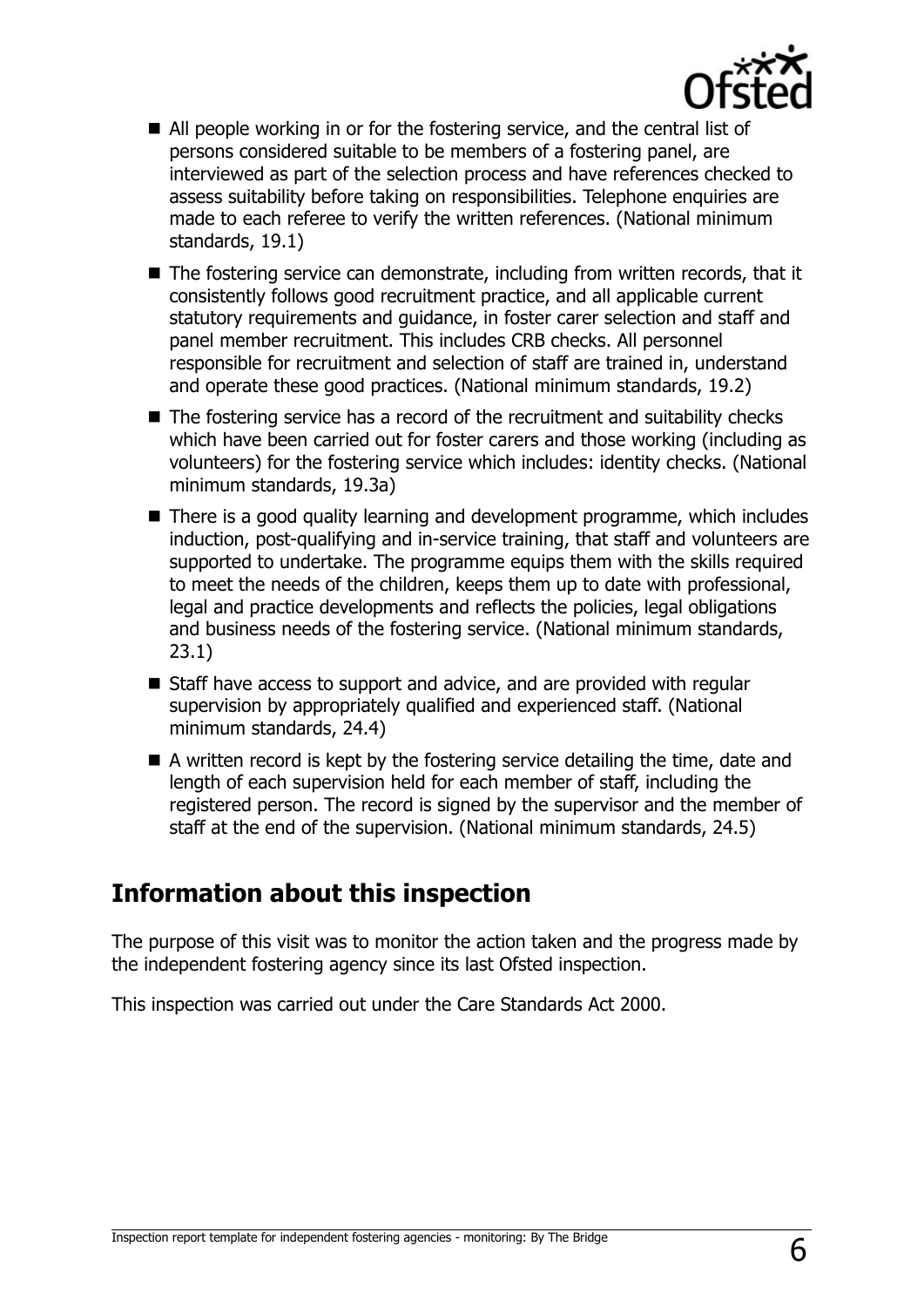- All people working in or for the fostering service, and the central list of persons considered suitable to be members of a fostering panel, are interviewed as part of the selection process and have references checked to assess suitability before taking on responsibilities. Telephone enquiries are made to each referee to verify the written references. (National minimum standards, 19.1)
- The fostering service can demonstrate, including from written records, that it consistently follows good recruitment practice, and all applicable current statutory requirements and guidance, in foster carer selection and staff and panel member recruitment. This includes CRB checks. All personnel responsible for recruitment and selection of staff are trained in, understand and operate these good practices. (National minimum standards, 19.2)
- The fostering service has a record of the recruitment and suitability checks which have been carried out for foster carers and those working (including as volunteers) for the fostering service which includes: identity checks. (National minimum standards, 19.3a)
- There is a good quality learning and development programme, which includes induction, post-qualifying and in-service training, that staff and volunteers are supported to undertake. The programme equips them with the skills required to meet the needs of the children, keeps them up to date with professional, legal and practice developments and reflects the policies, legal obligations and business needs of the fostering service. (National minimum standards, 23.1)
- Staff have access to support and advice, and are provided with regular supervision by appropriately qualified and experienced staff. (National minimum standards, 24.4)
- A written record is kept by the fostering service detailing the time, date and length of each supervision held for each member of staff, including the registered person. The record is signed by the supervisor and the member of staff at the end of the supervision. (National minimum standards, 24.5)

## Information about this inspection

The purpose of this visit was to monitor the action taken and the progress made by the independent fostering agency since its last Ofsted inspection.

This inspection was carried out under the Care Standards Act 2000.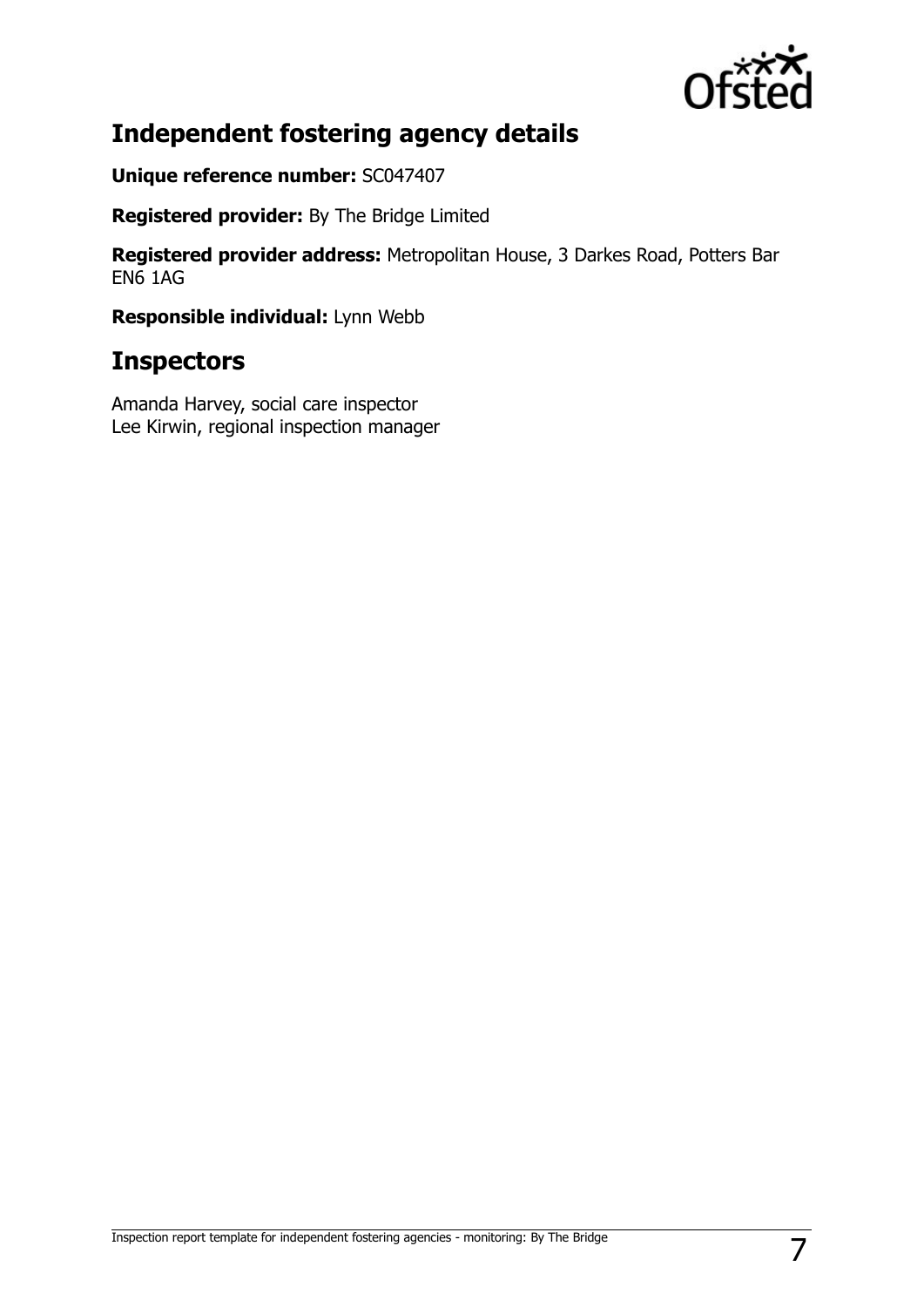## Independent fostering agency details

**Unique reference number:** SC047407

**Registered provider:** By The Bridge Limited

**Registered provider address:** Metropolitan House, 3 Darkes Road, Potters Bar EN6 1AG

**Responsible individual:** Lynn Webb

## Inspectors

Amanda Harvey, social care inspector
Lee Kirwin, regional inspection manager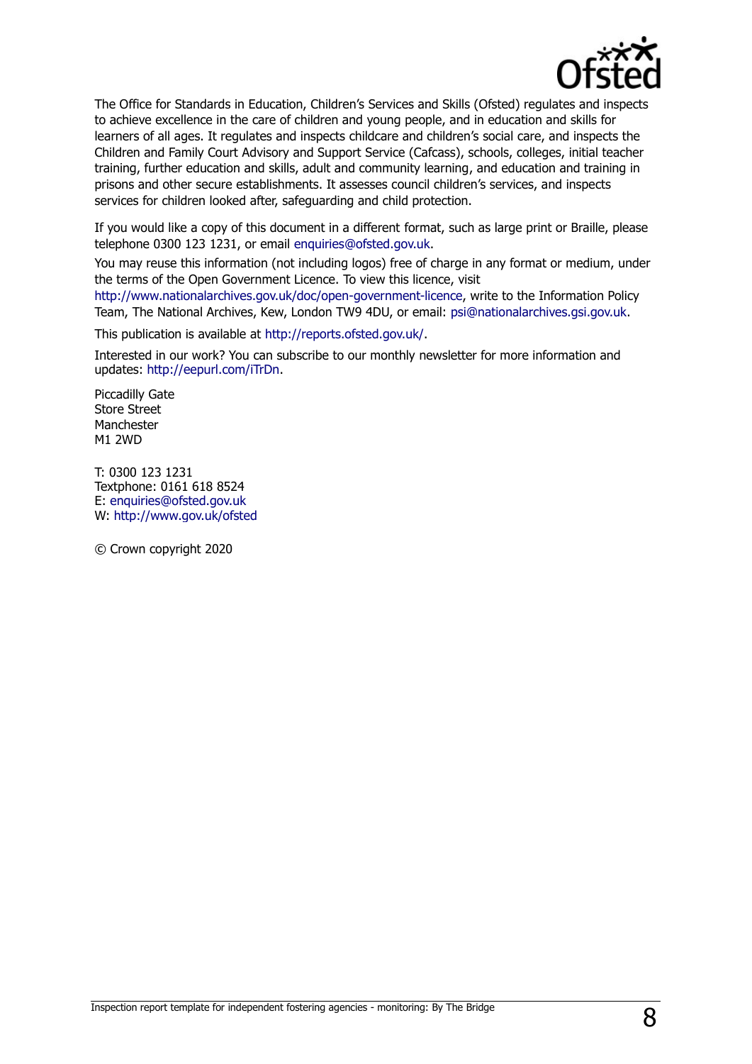The Office for Standards in Education, Children's Services and Skills (Ofsted) regulates and inspects to achieve excellence in the care of children and young people, and in education and skills for learners of all ages. It regulates and inspects childcare and children's social care, and inspects the Children and Family Court Advisory and Support Service (Cafcass), schools, colleges, initial teacher training, further education and skills, adult and community learning, and education and training in prisons and other secure establishments. It assesses council children's services, and inspects services for children looked after, safeguarding and child protection.

If you would like a copy of this document in a different format, such as large print or Braille, please telephone 0300 123 1231, or email enquiries@ofsted.gov.uk.

You may reuse this information (not including logos) free of charge in any format or medium, under the terms of the Open Government Licence. To view this licence, visit http://www.nationalarchives.gov.uk/doc/open-government-licence, write to the Information Policy Team, The National Archives, Kew, London TW9 4DU, or email: psi@nationalarchives.gsi.gov.uk.

This publication is available at http://reports.ofsted.gov.uk/.

Interested in our work? You can subscribe to our monthly newsletter for more information and updates: http://eepurl.com/iTrDn.

Piccadilly Gate  
Store Street  
Manchester  
M1 2WD

T: 0300 123 1231  
Textphone: 0161 618 8524  
E: enquiries@ofsted.gov.uk  
W: http://www.gov.uk/ofsted

© Crown copyright 2020